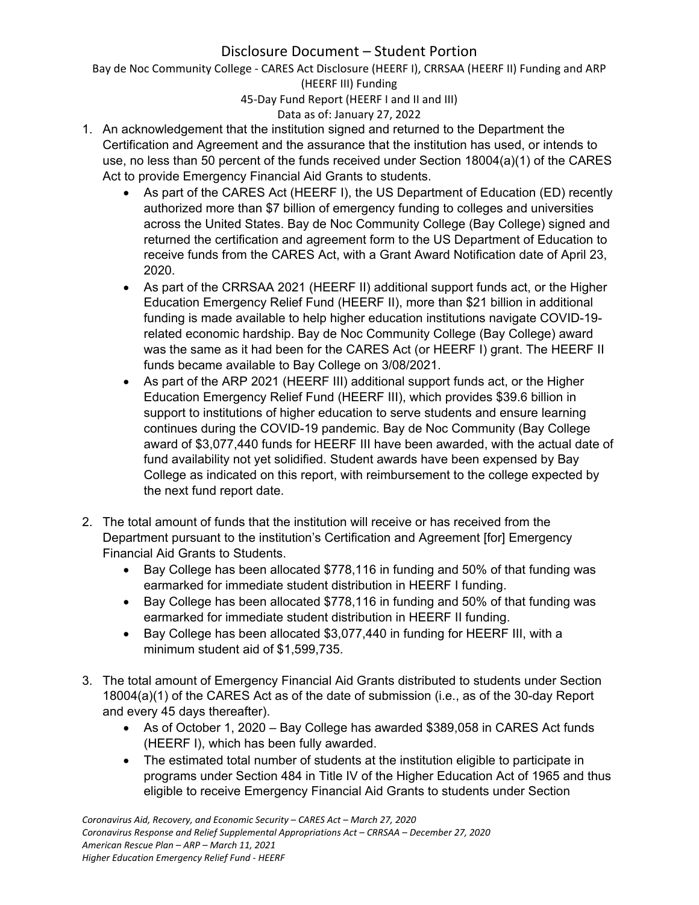# Disclosure Document – Student Portion

Bay de Noc Community College - CARES Act Disclosure (HEERF I), CRRSAA (HEERF II) Funding and ARP (HEERF III) Funding

45-Day Fund Report (HEERF I and II and III)

Data as of: January 27, 2022

1. An acknowledgement that the institution signed and returned to the Department the Certification and Agreement and the assurance that the institution has used, or intends to use, no less than 50 percent of the funds received under Section 18004(a)(1) of the CARES Act to provide Emergency Financial Aid Grants to students.
   - As part of the CARES Act (HEERF I), the US Department of Education (ED) recently authorized more than $7 billion of emergency funding to colleges and universities across the United States. Bay de Noc Community College (Bay College) signed and returned the certification and agreement form to the US Department of Education to receive funds from the CARES Act, with a Grant Award Notification date of April 23, 2020.
   - As part of the CRRSAA 2021 (HEERF II) additional support funds act, or the Higher Education Emergency Relief Fund (HEERF II), more than $21 billion in additional funding is made available to help higher education institutions navigate COVID-19-related economic hardship. Bay de Noc Community College (Bay College) award was the same as it had been for the CARES Act (or HEERF I) grant. The HEERF II funds became available to Bay College on 3/08/2021.
   - As part of the ARP 2021 (HEERF III) additional support funds act, or the Higher Education Emergency Relief Fund (HEERF III), which provides $39.6 billion in support to institutions of higher education to serve students and ensure learning continues during the COVID-19 pandemic. Bay de Noc Community (Bay College award of $3,077,440 funds for HEERF III have been awarded, with the actual date of fund availability not yet solidified. Student awards have been expensed by Bay College as indicated on this report, with reimbursement to the college expected by the next fund report date.

2. The total amount of funds that the institution will receive or has received from the Department pursuant to the institution's Certification and Agreement [for] Emergency Financial Aid Grants to Students.
   - Bay College has been allocated $778,116 in funding and 50% of that funding was earmarked for immediate student distribution in HEERF I funding.
   - Bay College has been allocated $778,116 in funding and 50% of that funding was earmarked for immediate student distribution in HEERF II funding.
   - Bay College has been allocated $3,077,440 in funding for HEERF III, with a minimum student aid of $1,599,735.

3. The total amount of Emergency Financial Aid Grants distributed to students under Section 18004(a)(1) of the CARES Act as of the date of submission (i.e., as of the 30-day Report and every 45 days thereafter).
   - As of October 1, 2020 – Bay College has awarded $389,058 in CARES Act funds (HEERF I), which has been fully awarded.
   - The estimated total number of students at the institution eligible to participate in programs under Section 484 in Title IV of the Higher Education Act of 1965 and thus eligible to receive Emergency Financial Aid Grants to students under Section

*Coronavirus Aid, Recovery, and Economic Security – CARES Act – March 27, 2020*
*Coronavirus Response and Relief Supplemental Appropriations Act – CRRSAA – December 27, 2020*
*American Rescue Plan – ARP – March 11, 2021*
*Higher Education Emergency Relief Fund - HEERF*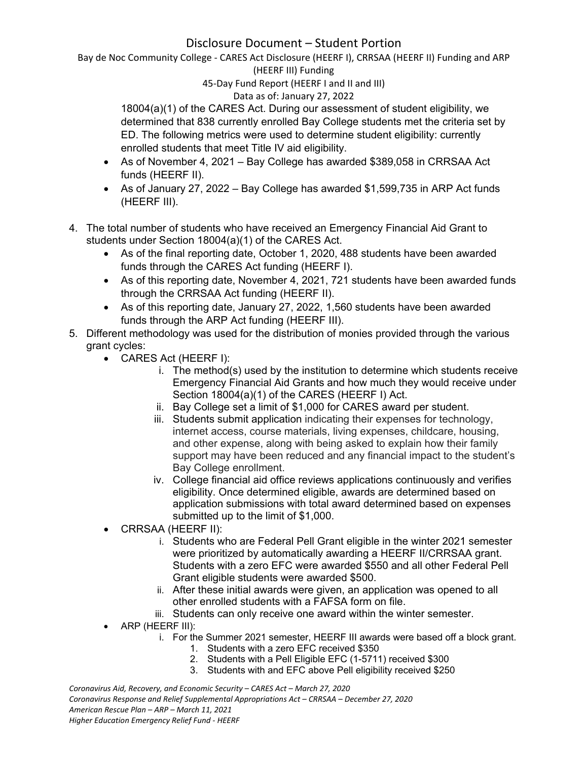18004(a)(1) of the CARES Act. During our assessment of student eligibility, we determined that 838 currently enrolled Bay College students met the criteria set by ED. The following metrics were used to determine student eligibility: currently enrolled students that meet Title IV aid eligibility.

- As of November 4, 2021 – Bay College has awarded $389,058 in CRRSAA Act funds (HEERF II).
- As of January 27, 2022 – Bay College has awarded $1,599,735 in ARP Act funds (HEERF III).

4. The total number of students who have received an Emergency Financial Aid Grant to students under Section 18004(a)(1) of the CARES Act.
   - As of the final reporting date, October 1, 2020, 488 students have been awarded funds through the CARES Act funding (HEERF I).
   - As of this reporting date, November 4, 2021, 721 students have been awarded funds through the CRRSAA Act funding (HEERF II).
   - As of this reporting date, January 27, 2022, 1,560 students have been awarded funds through the ARP Act funding (HEERF III).
5. Different methodology was used for the distribution of monies provided through the various grant cycles:
   - CARES Act (HEERF I):
     i. The method(s) used by the institution to determine which students receive Emergency Financial Aid Grants and how much they would receive under Section 18004(a)(1) of the CARES (HEERF I) Act.
     ii. Bay College set a limit of $1,000 for CARES award per student.
     iii. Students submit application indicating their expenses for technology, internet access, course materials, living expenses, childcare, housing, and other expense, along with being asked to explain how their family support may have been reduced and any financial impact to the student's Bay College enrollment.
     iv. College financial aid office reviews applications continuously and verifies eligibility. Once determined eligible, awards are determined based on application submissions with total award determined based on expenses submitted up to the limit of $1,000.
   - CRRSAA (HEERF II):
     i. Students who are Federal Pell Grant eligible in the winter 2021 semester were prioritized by automatically awarding a HEERF II/CRRSAA grant. Students with a zero EFC were awarded $550 and all other Federal Pell Grant eligible students were awarded $500.
     ii. After these initial awards were given, an application was opened to all other enrolled students with a FAFSA form on file.
     iii. Students can only receive one award within the winter semester.
   - ARP (HEERF III):
     i. For the Summer 2021 semester, HEERF III awards were based off a block grant.
        1. Students with a zero EFC received $350
        2. Students with a Pell Eligible EFC (1-5711) received $300
        3. Students with and EFC above Pell eligibility received $250

*Coronavirus Aid, Recovery, and Economic Security – CARES Act – March 27, 2020*
*Coronavirus Response and Relief Supplemental Appropriations Act – CRRSAA – December 27, 2020*
*American Rescue Plan – ARP – March 11, 2021*
*Higher Education Emergency Relief Fund - HEERF*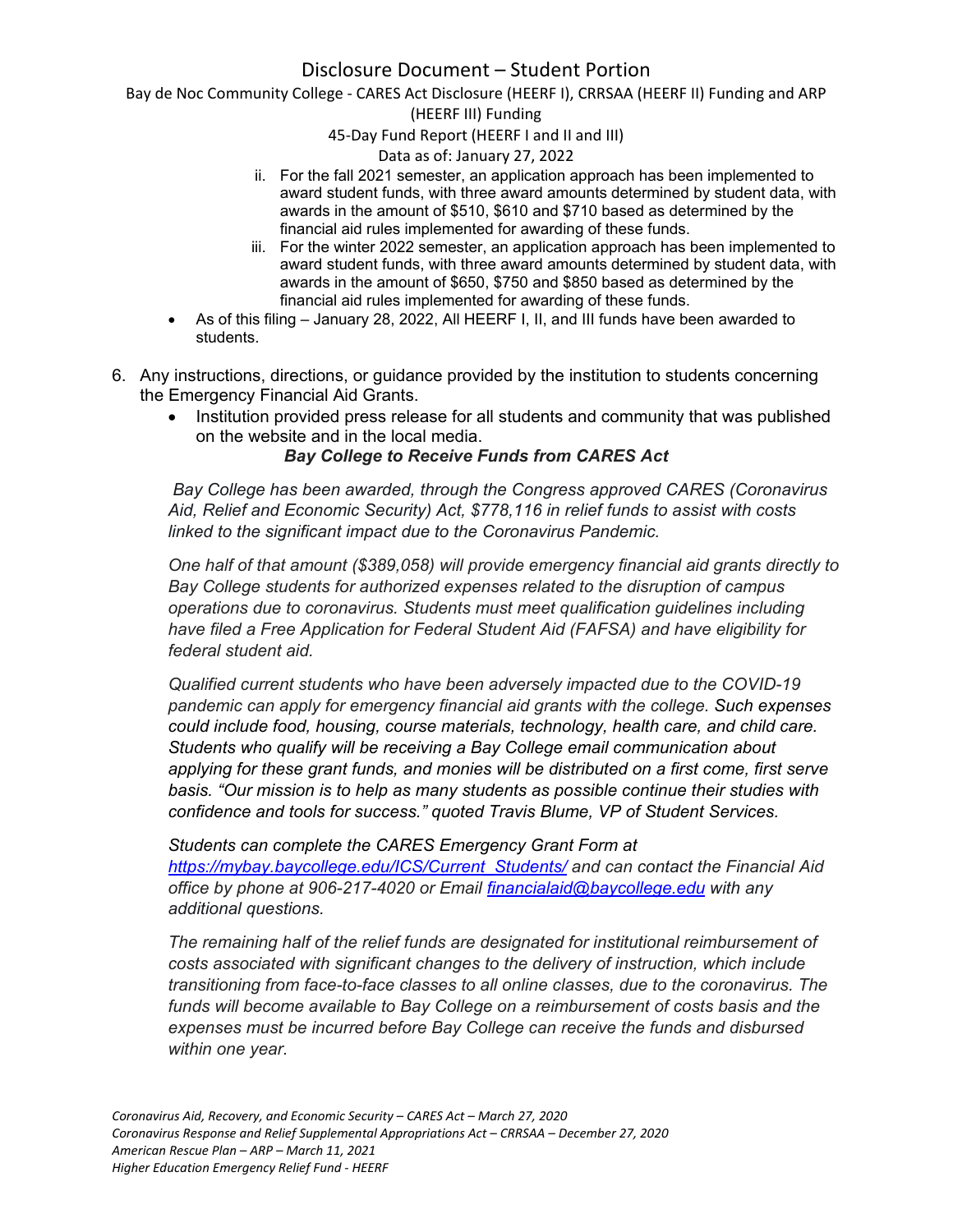ii. For the fall 2021 semester, an application approach has been implemented to award student funds, with three award amounts determined by student data, with awards in the amount of $510, $610 and $710 based as determined by the financial aid rules implemented for awarding of these funds.

iii. For the winter 2022 semester, an application approach has been implemented to award student funds, with three award amounts determined by student data, with awards in the amount of $650, $750 and $850 based as determined by the financial aid rules implemented for awarding of these funds.

- As of this filing – January 28, 2022, All HEERF I, II, and III funds have been awarded to students.

6. Any instructions, directions, or guidance provided by the institution to students concerning the Emergency Financial Aid Grants.
   - Institution provided press release for all students and community that was published on the website and in the local media.

***Bay College to Receive Funds from CARES Act***

*Bay College has been awarded, through the Congress approved CARES (Coronavirus Aid, Relief and Economic Security) Act, $778,116 in relief funds to assist with costs linked to the significant impact due to the Coronavirus Pandemic.*

*One half of that amount ($389,058) will provide emergency financial aid grants directly to Bay College students for authorized expenses related to the disruption of campus operations due to coronavirus. Students must meet qualification guidelines including have filed a Free Application for Federal Student Aid (FAFSA) and have eligibility for federal student aid.*

*Qualified current students who have been adversely impacted due to the COVID-19 pandemic can apply for emergency financial aid grants with the college. Such expenses could include food, housing, course materials, technology, health care, and child care. Students who qualify will be receiving a Bay College email communication about applying for these grant funds, and monies will be distributed on a first come, first serve basis. "Our mission is to help as many students as possible continue their studies with confidence and tools for success." quoted Travis Blume, VP of Student Services.*

*Students can complete the CARES Emergency Grant Form at [https://mybay.baycollege.edu/ICS/Current_Students/](https://mybay.baycollege.edu/ICS/Current_Students/) and can contact the Financial Aid office by phone at 906-217-4020 or Email [financialaid@baycollege.edu](mailto:financialaid@baycollege.edu) with any additional questions.*

*The remaining half of the relief funds are designated for institutional reimbursement of costs associated with significant changes to the delivery of instruction, which include transitioning from face-to-face classes to all online classes, due to the coronavirus. The funds will become available to Bay College on a reimbursement of costs basis and the expenses must be incurred before Bay College can receive the funds and disbursed within one year.*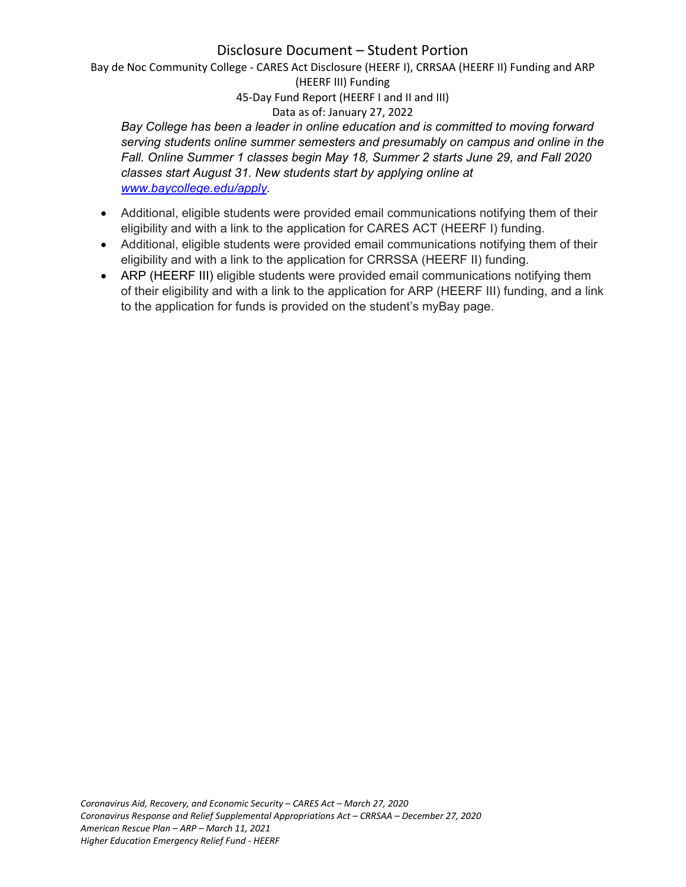Disclosure Document – Student Portion

Bay de Noc Community College - CARES Act Disclosure (HEERF I), CRRSAA (HEERF II) Funding and ARP (HEERF III) Funding

45-Day Fund Report (HEERF I and II and III)

Data as of: January 27, 2022

*Bay College has been a leader in online education and is committed to moving forward serving students online summer semesters and presumably on campus and online in the Fall. Online Summer 1 classes begin May 18, Summer 2 starts June 29, and Fall 2020 classes start August 31. New students start by applying online at [www.baycollege.edu/apply](http://www.baycollege.edu/apply).*

- Additional, eligible students were provided email communications notifying them of their eligibility and with a link to the application for CARES ACT (HEERF I) funding.
- Additional, eligible students were provided email communications notifying them of their eligibility and with a link to the application for CRRSSA (HEERF II) funding.
- ARP (HEERF III) eligible students were provided email communications notifying them of their eligibility and with a link to the application for ARP (HEERF III) funding, and a link to the application for funds is provided on the student's myBay page.

*Coronavirus Aid, Recovery, and Economic Security – CARES Act – March 27, 2020*
*Coronavirus Response and Relief Supplemental Appropriations Act – CRRSAA – December 27, 2020*
*American Rescue Plan – ARP – March 11, 2021*
*Higher Education Emergency Relief Fund - HEERF*